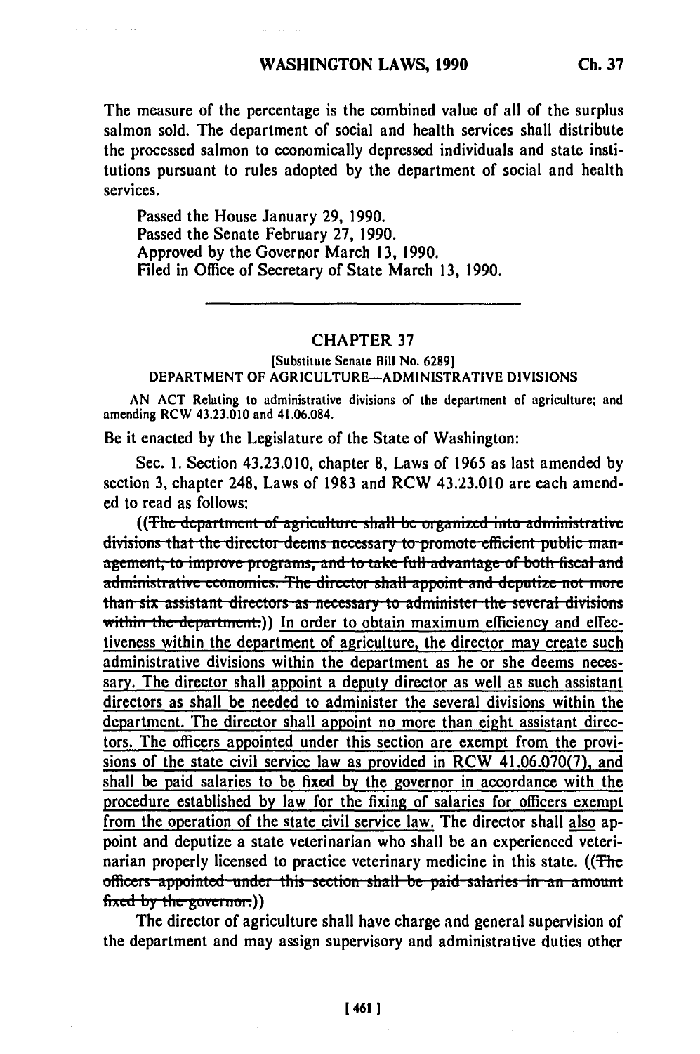The measure of the percentage is the combined value of all of the surplus salmon sold. The department of social and health services shall distribute the processed salmon to economically depressed individuals and state institutions pursuant to rules adopted by the department of social and health services.

Passed the House January 29, 1990.
Passed the Senate February 27, 1990.
Approved by the Governor March 13, 1990.
Filed in Office of Secretary of State March 13, 1990.

---

## CHAPTER 37

[Substitute Senate Bill No. 6289]

DEPARTMENT OF AGRICULTURE—ADMINISTRATIVE DIVISIONS

AN ACT Relating to administrative divisions of the department of agriculture; and amending RCW 43.23.010 and 41.06.084.

Be it enacted by the Legislature of the State of Washington:

Sec. 1. Section 43.23.010, chapter 8, Laws of 1965 as last amended by section 3, chapter 248, Laws of 1983 and RCW 43.23.010 are each amended to read as follows:

((~~The department of agriculture shall be organized into administrative divisions that the director deems necessary to promote efficient public management, to improve programs, and to take full advantage of both fiscal and administrative economies. The director shall appoint and deputize not more than six assistant directors as necessary to administer the several divisions within the department.~~)) <u>In order to obtain maximum efficiency and effectiveness within the department of agriculture, the director may create such administrative divisions within the department as he or she deems necessary. The director shall appoint a deputy director as well as such assistant directors as shall be needed to administer the several divisions within the department. The director shall appoint no more than eight assistant directors. The officers appointed under this section are exempt from the provisions of the state civil service law as provided in RCW 41.06.070(7), and shall be paid salaries to be fixed by the governor in accordance with the procedure established by law for the fixing of salaries for officers exempt from the operation of the state civil service law.</u> The director shall <u>also</u> appoint and deputize a state veterinarian who shall be an experienced veterinarian properly licensed to practice veterinary medicine in this state. ((~~The officers appointed under this section shall be paid salaries in an amount fixed by the governor.~~))

The director of agriculture shall have charge and general supervision of the department and may assign supervisory and administrative duties other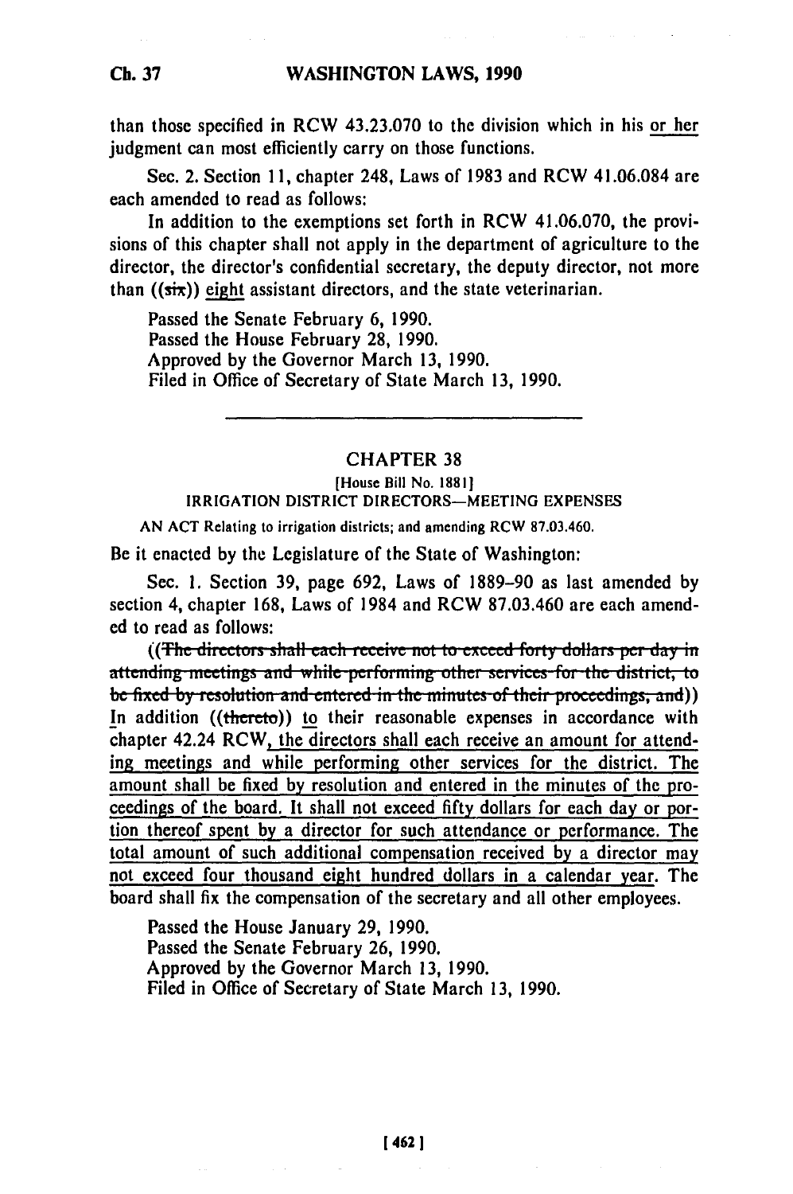than those specified in RCW 43.23.070 to the division which in his or her judgment can most efficiently carry on those functions.

Sec. 2. Section 11, chapter 248, Laws of 1983 and RCW 41.06.084 are each amended to read as follows:

In addition to the exemptions set forth in RCW 41.06.070, the provisions of this chapter shall not apply in the department of agriculture to the director, the director's confidential secretary, the deputy director, not more than ((~~six~~)) eight assistant directors, and the state veterinarian.

Passed the Senate February 6, 1990.
Passed the House February 28, 1990.
Approved by the Governor March 13, 1990.
Filed in Office of Secretary of State March 13, 1990.

---

## CHAPTER 38

[House Bill No. 1881]

IRRIGATION DISTRICT DIRECTORS—MEETING EXPENSES

AN ACT Relating to irrigation districts; and amending RCW 87.03.460.

Be it enacted by the Legislature of the State of Washington:

Sec. 1. Section 39, page 692, Laws of 1889-90 as last amended by section 4, chapter 168, Laws of 1984 and RCW 87.03.460 are each amended to read as follows:

((~~The directors shall each receive not to exceed forty dollars per day in attending meetings and while performing other services for the district, to be fixed by resolution and entered in the minutes of their proceedings, and~~)) In addition ((~~thereto~~)) to their reasonable expenses in accordance with chapter 42.24 RCW, the directors shall each receive an amount for attending meetings and while performing other services for the district. The amount shall be fixed by resolution and entered in the minutes of the proceedings of the board. It shall not exceed fifty dollars for each day or portion thereof spent by a director for such attendance or performance. The total amount of such additional compensation received by a director may not exceed four thousand eight hundred dollars in a calendar year. The board shall fix the compensation of the secretary and all other employees.

Passed the House January 29, 1990.
Passed the Senate February 26, 1990.
Approved by the Governor March 13, 1990.
Filed in Office of Secretary of State March 13, 1990.